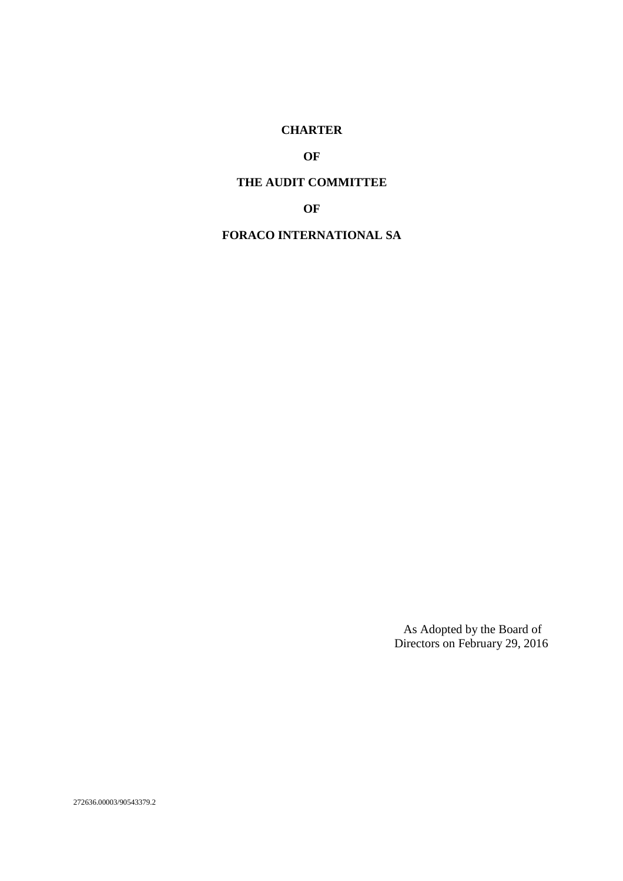# CHARTER

# OF

# THE AUDIT COMMITTEE

# OF

# FORACO INTERNATIONAL SA

As Adopted by the Board of Directors on February 29, 2016

272636.00003/90543379.2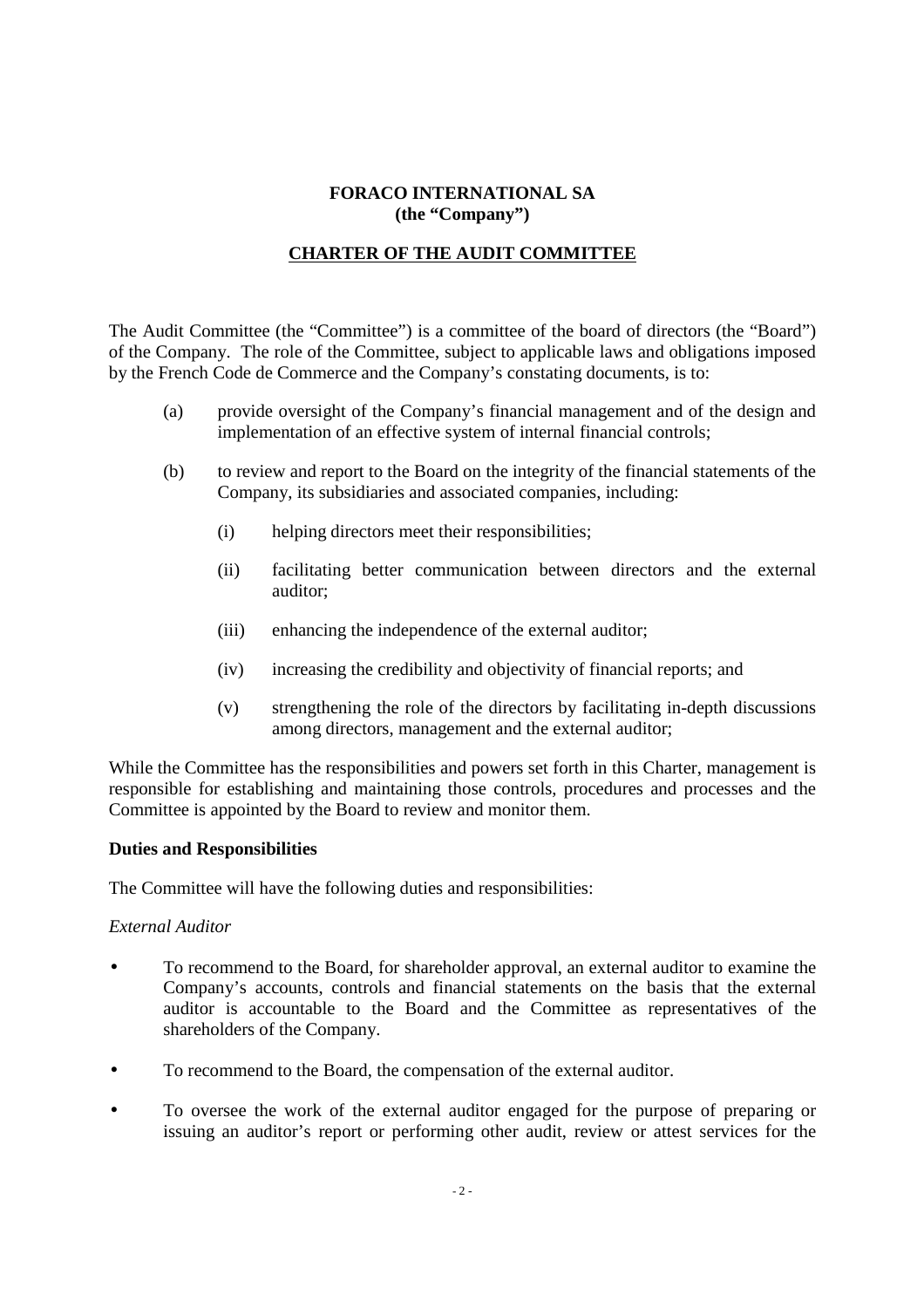**FORACO INTERNATIONAL SA**
**(the "Company")**

**CHARTER OF THE AUDIT COMMITTEE**

The Audit Committee (the "Committee") is a committee of the board of directors (the "Board") of the Company. The role of the Committee, subject to applicable laws and obligations imposed by the French Code de Commerce and the Company's constating documents, is to:

(a) provide oversight of the Company's financial management and of the design and implementation of an effective system of internal financial controls;

(b) to review and report to the Board on the integrity of the financial statements of the Company, its subsidiaries and associated companies, including:

  (i) helping directors meet their responsibilities;

  (ii) facilitating better communication between directors and the external auditor;

  (iii) enhancing the independence of the external auditor;

  (iv) increasing the credibility and objectivity of financial reports; and

  (v) strengthening the role of the directors by facilitating in-depth discussions among directors, management and the external auditor;

While the Committee has the responsibilities and powers set forth in this Charter, management is responsible for establishing and maintaining those controls, procedures and processes and the Committee is appointed by the Board to review and monitor them.

**Duties and Responsibilities**

The Committee will have the following duties and responsibilities:

*External Auditor*

- To recommend to the Board, for shareholder approval, an external auditor to examine the Company's accounts, controls and financial statements on the basis that the external auditor is accountable to the Board and the Committee as representatives of the shareholders of the Company.
- To recommend to the Board, the compensation of the external auditor.
- To oversee the work of the external auditor engaged for the purpose of preparing or issuing an auditor's report or performing other audit, review or attest services for the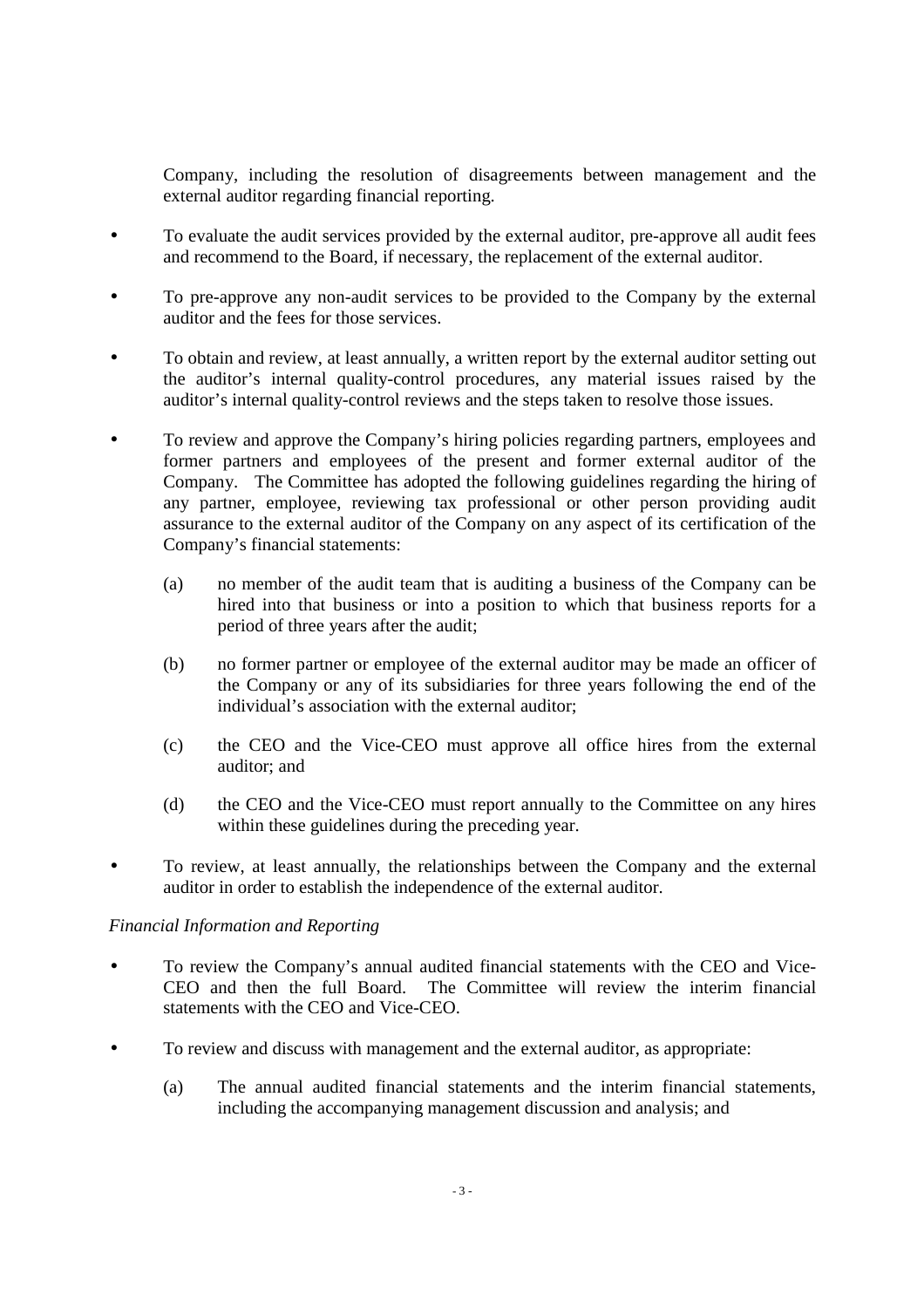Company, including the resolution of disagreements between management and the external auditor regarding financial reporting.

- To evaluate the audit services provided by the external auditor, pre-approve all audit fees and recommend to the Board, if necessary, the replacement of the external auditor.
- To pre-approve any non-audit services to be provided to the Company by the external auditor and the fees for those services.
- To obtain and review, at least annually, a written report by the external auditor setting out the auditor's internal quality-control procedures, any material issues raised by the auditor's internal quality-control reviews and the steps taken to resolve those issues.
- To review and approve the Company's hiring policies regarding partners, employees and former partners and employees of the present and former external auditor of the Company. The Committee has adopted the following guidelines regarding the hiring of any partner, employee, reviewing tax professional or other person providing audit assurance to the external auditor of the Company on any aspect of its certification of the Company's financial statements:

  (a) no member of the audit team that is auditing a business of the Company can be hired into that business or into a position to which that business reports for a period of three years after the audit;

  (b) no former partner or employee of the external auditor may be made an officer of the Company or any of its subsidiaries for three years following the end of the individual's association with the external auditor;

  (c) the CEO and the Vice-CEO must approve all office hires from the external auditor; and

  (d) the CEO and the Vice-CEO must report annually to the Committee on any hires within these guidelines during the preceding year.

- To review, at least annually, the relationships between the Company and the external auditor in order to establish the independence of the external auditor.

*Financial Information and Reporting*

- To review the Company's annual audited financial statements with the CEO and Vice-CEO and then the full Board. The Committee will review the interim financial statements with the CEO and Vice-CEO.
- To review and discuss with management and the external auditor, as appropriate:

  (a) The annual audited financial statements and the interim financial statements, including the accompanying management discussion and analysis; and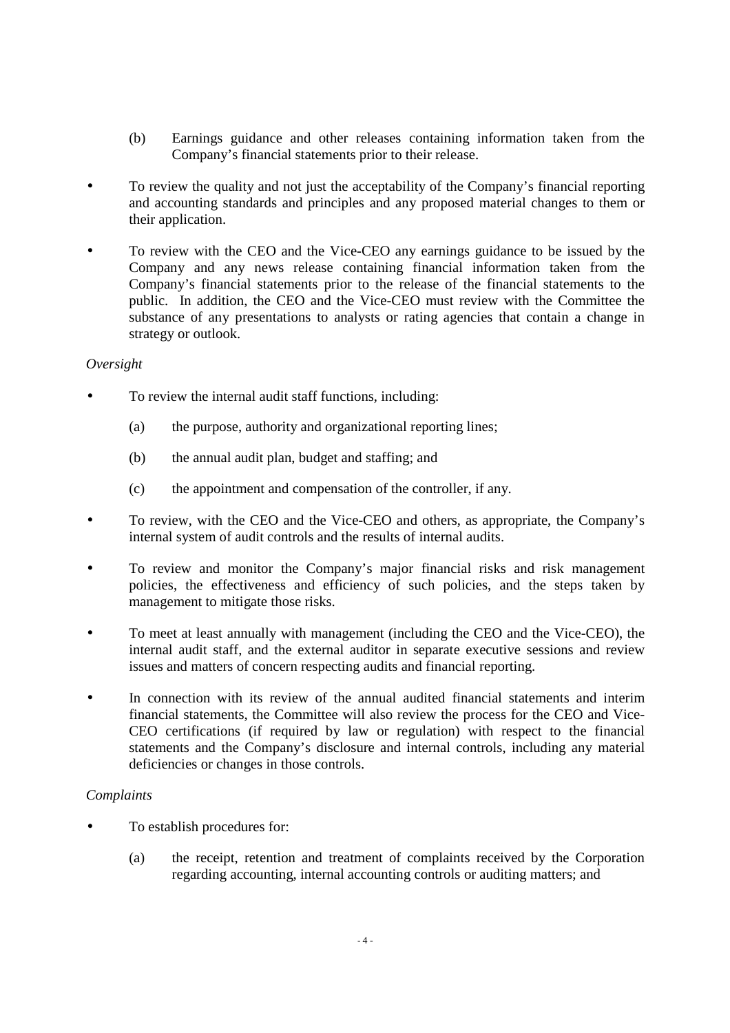(b) Earnings guidance and other releases containing information taken from the Company's financial statements prior to their release.

- To review the quality and not just the acceptability of the Company's financial reporting and accounting standards and principles and any proposed material changes to them or their application.
- To review with the CEO and the Vice-CEO any earnings guidance to be issued by the Company and any news release containing financial information taken from the Company's financial statements prior to the release of the financial statements to the public. In addition, the CEO and the Vice-CEO must review with the Committee the substance of any presentations to analysts or rating agencies that contain a change in strategy or outlook.

*Oversight*

- To review the internal audit staff functions, including:
  - (a) the purpose, authority and organizational reporting lines;
  - (b) the annual audit plan, budget and staffing; and
  - (c) the appointment and compensation of the controller, if any.
- To review, with the CEO and the Vice-CEO and others, as appropriate, the Company's internal system of audit controls and the results of internal audits.
- To review and monitor the Company's major financial risks and risk management policies, the effectiveness and efficiency of such policies, and the steps taken by management to mitigate those risks.
- To meet at least annually with management (including the CEO and the Vice-CEO), the internal audit staff, and the external auditor in separate executive sessions and review issues and matters of concern respecting audits and financial reporting.
- In connection with its review of the annual audited financial statements and interim financial statements, the Committee will also review the process for the CEO and Vice-CEO certifications (if required by law or regulation) with respect to the financial statements and the Company's disclosure and internal controls, including any material deficiencies or changes in those controls.

*Complaints*

- To establish procedures for:
  - (a) the receipt, retention and treatment of complaints received by the Corporation regarding accounting, internal accounting controls or auditing matters; and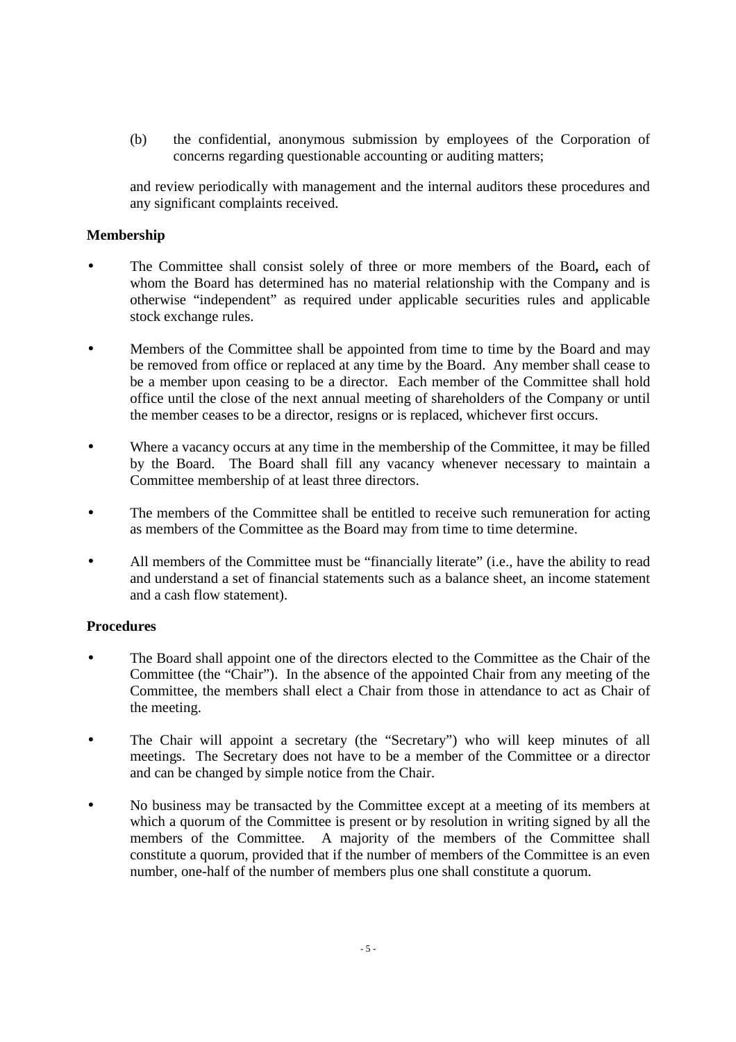(b) the confidential, anonymous submission by employees of the Corporation of concerns regarding questionable accounting or auditing matters;

and review periodically with management and the internal auditors these procedures and any significant complaints received.

**Membership**

- The Committee shall consist solely of three or more members of the Board**,** each of whom the Board has determined has no material relationship with the Company and is otherwise "independent" as required under applicable securities rules and applicable stock exchange rules.
- Members of the Committee shall be appointed from time to time by the Board and may be removed from office or replaced at any time by the Board. Any member shall cease to be a member upon ceasing to be a director. Each member of the Committee shall hold office until the close of the next annual meeting of shareholders of the Company or until the member ceases to be a director, resigns or is replaced, whichever first occurs.
- Where a vacancy occurs at any time in the membership of the Committee, it may be filled by the Board. The Board shall fill any vacancy whenever necessary to maintain a Committee membership of at least three directors.
- The members of the Committee shall be entitled to receive such remuneration for acting as members of the Committee as the Board may from time to time determine.
- All members of the Committee must be "financially literate" (i.e., have the ability to read and understand a set of financial statements such as a balance sheet, an income statement and a cash flow statement).

**Procedures**

- The Board shall appoint one of the directors elected to the Committee as the Chair of the Committee (the "Chair"). In the absence of the appointed Chair from any meeting of the Committee, the members shall elect a Chair from those in attendance to act as Chair of the meeting.
- The Chair will appoint a secretary (the "Secretary") who will keep minutes of all meetings. The Secretary does not have to be a member of the Committee or a director and can be changed by simple notice from the Chair.
- No business may be transacted by the Committee except at a meeting of its members at which a quorum of the Committee is present or by resolution in writing signed by all the members of the Committee. A majority of the members of the Committee shall constitute a quorum, provided that if the number of members of the Committee is an even number, one-half of the number of members plus one shall constitute a quorum.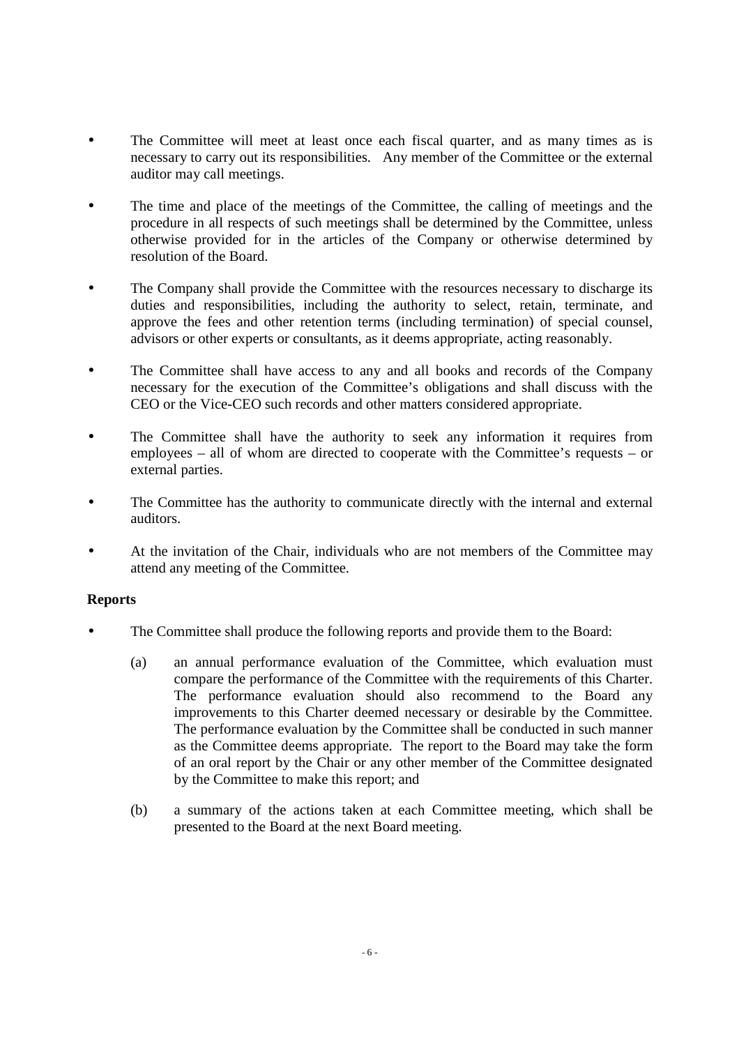- The Committee will meet at least once each fiscal quarter, and as many times as is necessary to carry out its responsibilities. Any member of the Committee or the external auditor may call meetings.

- The time and place of the meetings of the Committee, the calling of meetings and the procedure in all respects of such meetings shall be determined by the Committee, unless otherwise provided for in the articles of the Company or otherwise determined by resolution of the Board.

- The Company shall provide the Committee with the resources necessary to discharge its duties and responsibilities, including the authority to select, retain, terminate, and approve the fees and other retention terms (including termination) of special counsel, advisors or other experts or consultants, as it deems appropriate, acting reasonably.

- The Committee shall have access to any and all books and records of the Company necessary for the execution of the Committee's obligations and shall discuss with the CEO or the Vice-CEO such records and other matters considered appropriate.

- The Committee shall have the authority to seek any information it requires from employees – all of whom are directed to cooperate with the Committee's requests – or external parties.

- The Committee has the authority to communicate directly with the internal and external auditors.

- At the invitation of the Chair, individuals who are not members of the Committee may attend any meeting of the Committee.

**Reports**

- The Committee shall produce the following reports and provide them to the Board:

  (a) an annual performance evaluation of the Committee, which evaluation must compare the performance of the Committee with the requirements of this Charter. The performance evaluation should also recommend to the Board any improvements to this Charter deemed necessary or desirable by the Committee. The performance evaluation by the Committee shall be conducted in such manner as the Committee deems appropriate. The report to the Board may take the form of an oral report by the Chair or any other member of the Committee designated by the Committee to make this report; and

  (b) a summary of the actions taken at each Committee meeting, which shall be presented to the Board at the next Board meeting.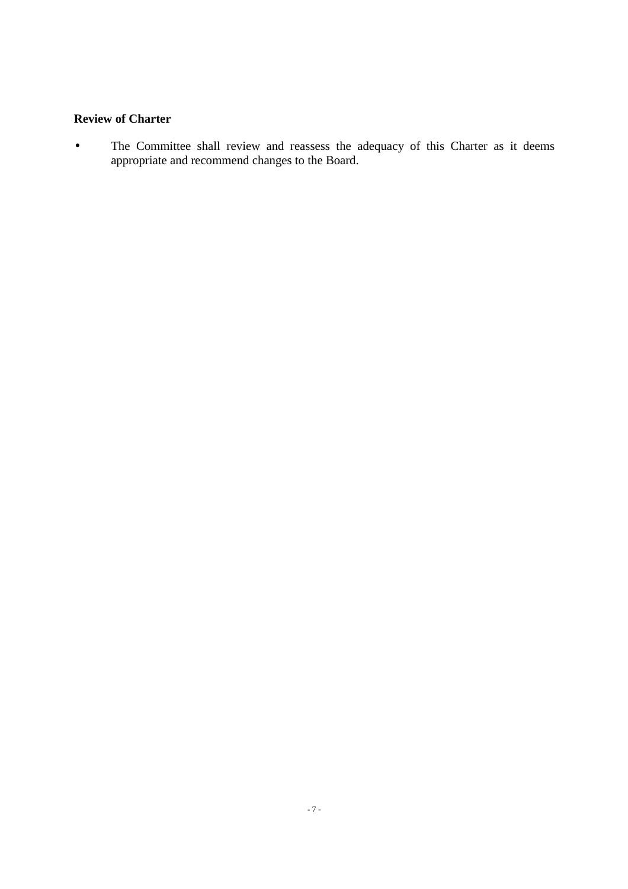**Review of Charter**

- The Committee shall review and reassess the adequacy of this Charter as it deems appropriate and recommend changes to the Board.